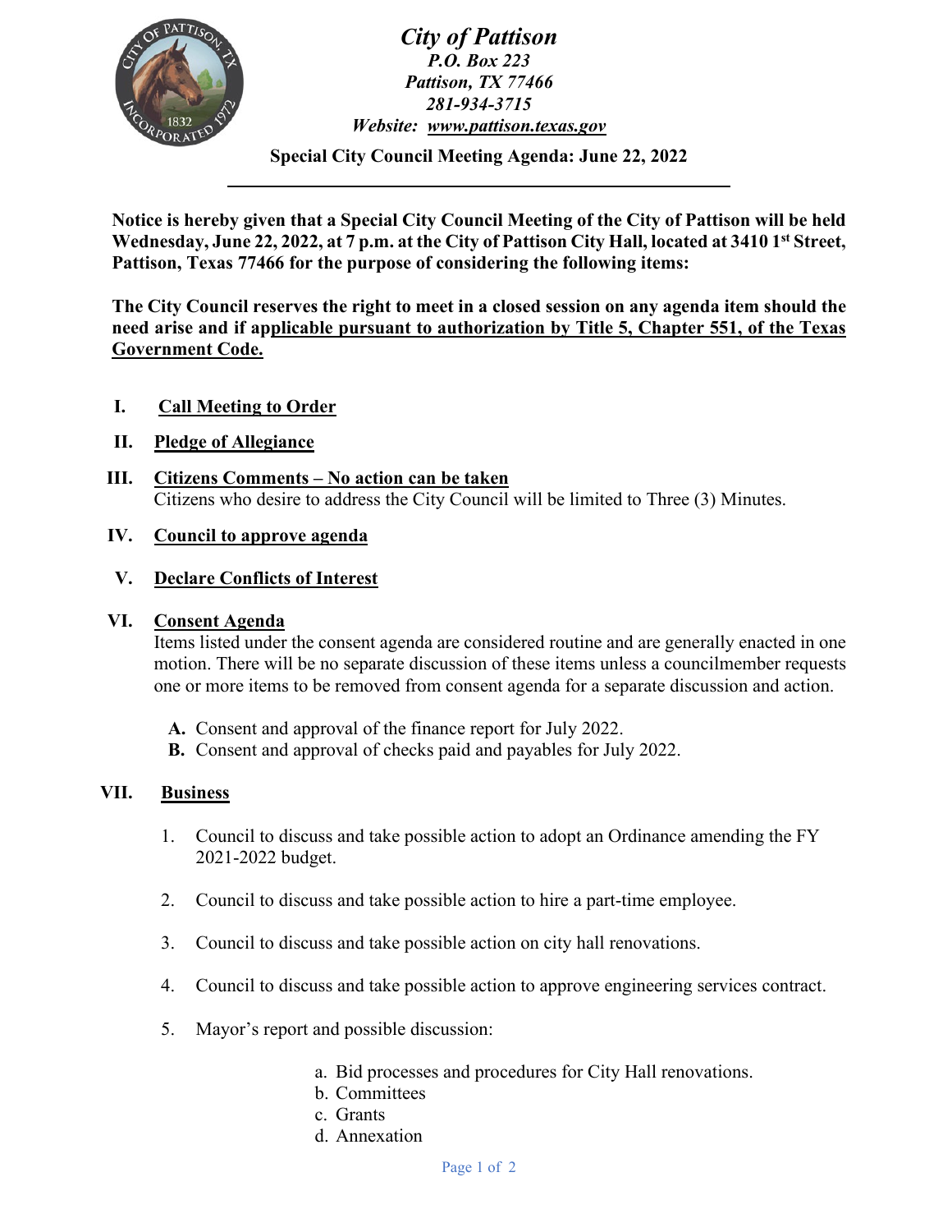# *City of Pattison*

***P.O. Box 223***
***Pattison, TX 77466***
***281-934-3715***
***Website: www.pattison.texas.gov***

**Special City Council Meeting Agenda: June 22, 2022**

---

**Notice is hereby given that a Special City Council Meeting of the City of Pattison will be held Wednesday, June 22, 2022, at 7 p.m. at the City of Pattison City Hall, located at 3410 1st Street, Pattison, Texas 77466 for the purpose of considering the following items:**

**The City Council reserves the right to meet in a closed session on any agenda item should the need arise and if applicable pursuant to authorization by Title 5, Chapter 551, of the Texas Government Code.**

**I. Call Meeting to Order**

**II. Pledge of Allegiance**

**III. Citizens Comments – No action can be taken**
Citizens who desire to address the City Council will be limited to Three (3) Minutes.

**IV. Council to approve agenda**

**V. Declare Conflicts of Interest**

**VI. Consent Agenda**
Items listed under the consent agenda are considered routine and are generally enacted in one motion. There will be no separate discussion of these items unless a councilmember requests one or more items to be removed from consent agenda for a separate discussion and action.

- **A.** Consent and approval of the finance report for July 2022.
- **B.** Consent and approval of checks paid and payables for July 2022.

**VII. Business**

1. Council to discuss and take possible action to adopt an Ordinance amending the FY 2021-2022 budget.
2. Council to discuss and take possible action to hire a part-time employee.
3. Council to discuss and take possible action on city hall renovations.
4. Council to discuss and take possible action to approve engineering services contract.
5. Mayor's report and possible discussion:
   - a. Bid processes and procedures for City Hall renovations.
   - b. Committees
   - c. Grants
   - d. Annexation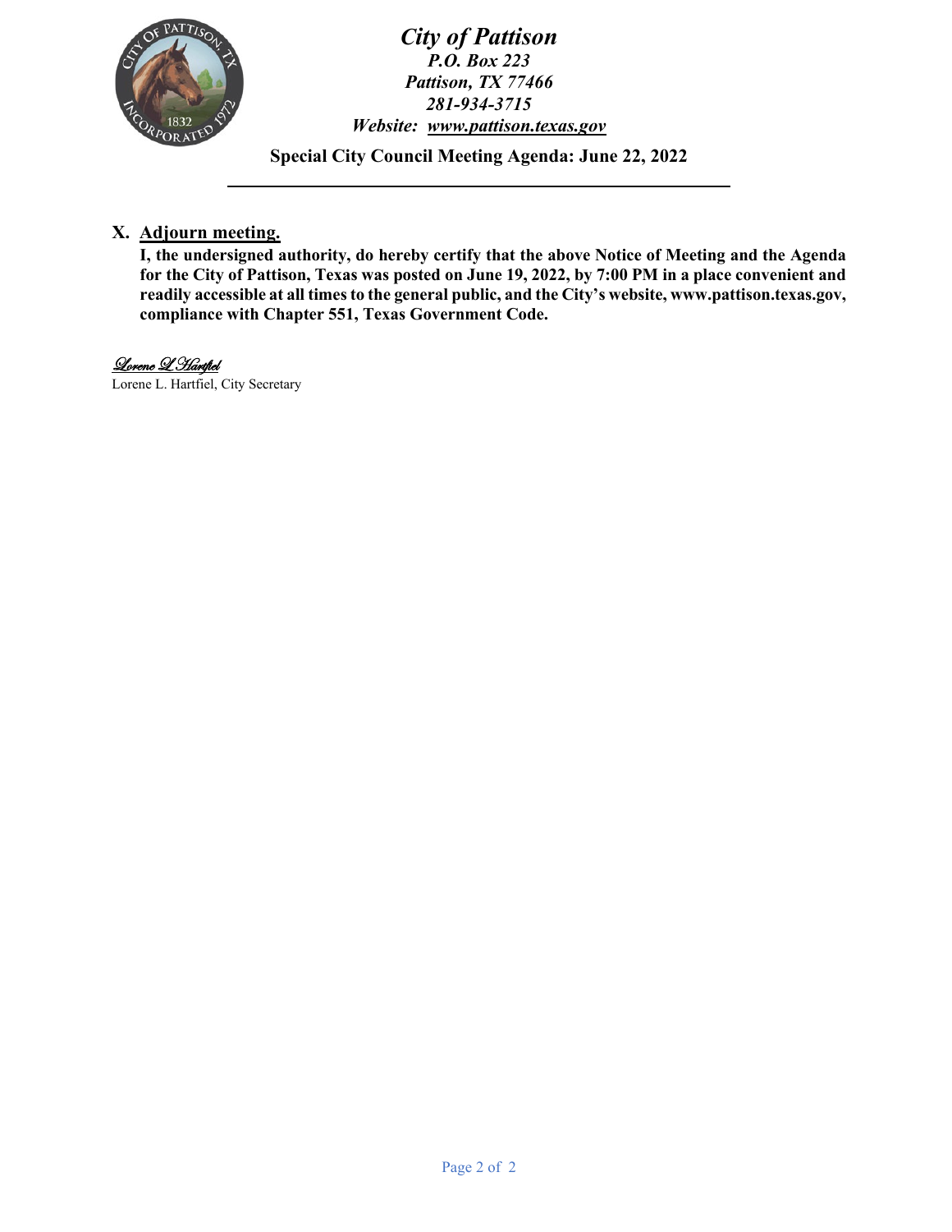# City of Pattison

*P.O. Box 223*
*Pattison, TX 77466*
*281-934-3715*
*Website: www.pattison.texas.gov*

**Special City Council Meeting Agenda: June 22, 2022**

---

**X. Adjourn meeting.**

**I, the undersigned authority, do hereby certify that the above Notice of Meeting and the Agenda for the City of Pattison, Texas was posted on June 19, 2022, by 7:00 PM in a place convenient and readily accessible at all times to the general public, and the City's website, www.pattison.texas.gov, compliance with Chapter 551, Texas Government Code.**

*Lorene L Hartfiel*
Lorene L. Hartfiel, City Secretary